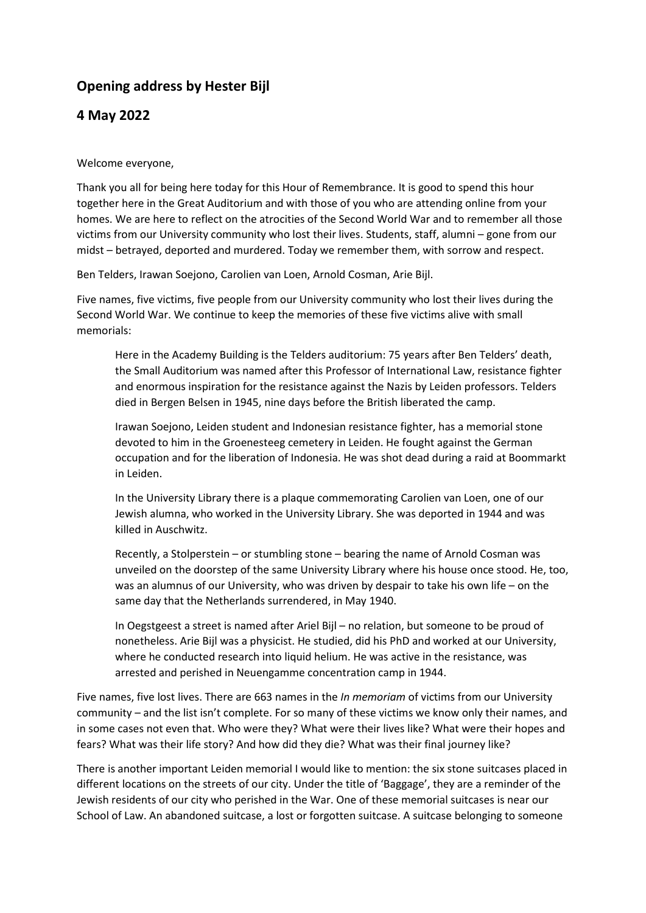## Opening address by Hester Bijl

## 4 May 2022

Welcome everyone,

Thank you all for being here today for this Hour of Remembrance. It is good to spend this hour together here in the Great Auditorium and with those of you who are attending online from your homes. We are here to reflect on the atrocities of the Second World War and to remember all those victims from our University community who lost their lives. Students, staff, alumni – gone from our midst – betrayed, deported and murdered. Today we remember them, with sorrow and respect.

Ben Telders, Irawan Soejono, Carolien van Loen, Arnold Cosman, Arie Bijl.

Five names, five victims, five people from our University community who lost their lives during the Second World War. We continue to keep the memories of these five victims alive with small memorials:

> Here in the Academy Building is the Telders auditorium: 75 years after Ben Telders' death, the Small Auditorium was named after this Professor of International Law, resistance fighter and enormous inspiration for the resistance against the Nazis by Leiden professors. Telders died in Bergen Belsen in 1945, nine days before the British liberated the camp.
>
> Irawan Soejono, Leiden student and Indonesian resistance fighter, has a memorial stone devoted to him in the Groenesteeg cemetery in Leiden. He fought against the German occupation and for the liberation of Indonesia. He was shot dead during a raid at Boommarkt in Leiden.
>
> In the University Library there is a plaque commemorating Carolien van Loen, one of our Jewish alumna, who worked in the University Library. She was deported in 1944 and was killed in Auschwitz.
>
> Recently, a Stolperstein – or stumbling stone – bearing the name of Arnold Cosman was unveiled on the doorstep of the same University Library where his house once stood. He, too, was an alumnus of our University, who was driven by despair to take his own life – on the same day that the Netherlands surrendered, in May 1940.
>
> In Oegstgeest a street is named after Ariel Bijl – no relation, but someone to be proud of nonetheless. Arie Bijl was a physicist. He studied, did his PhD and worked at our University, where he conducted research into liquid helium. He was active in the resistance, was arrested and perished in Neuengamme concentration camp in 1944.

Five names, five lost lives. There are 663 names in the *In memoriam* of victims from our University community – and the list isn't complete. For so many of these victims we know only their names, and in some cases not even that. Who were they? What were their lives like? What were their hopes and fears? What was their life story? And how did they die? What was their final journey like?

There is another important Leiden memorial I would like to mention: the six stone suitcases placed in different locations on the streets of our city. Under the title of 'Baggage', they are a reminder of the Jewish residents of our city who perished in the War. One of these memorial suitcases is near our School of Law. An abandoned suitcase, a lost or forgotten suitcase. A suitcase belonging to someone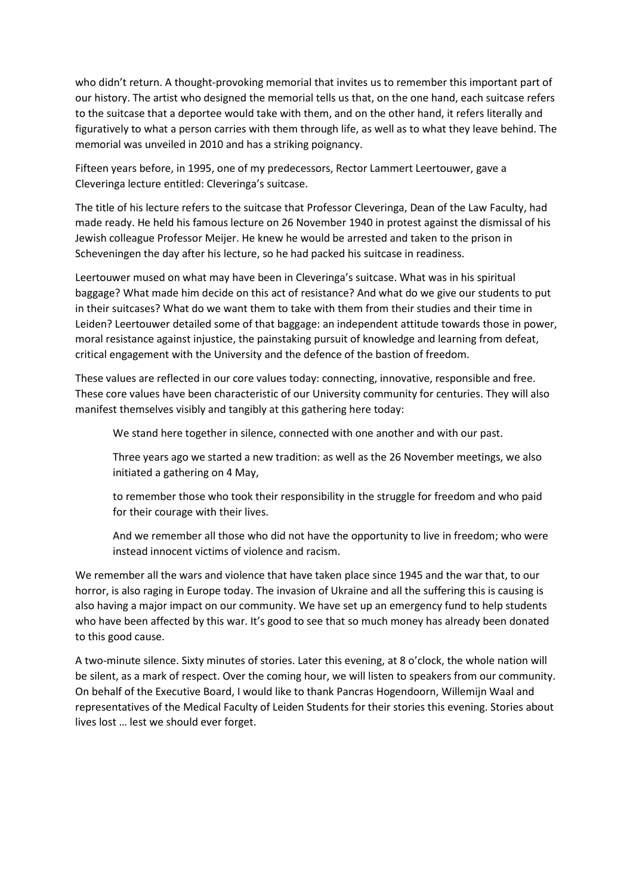who didn't return. A thought-provoking memorial that invites us to remember this important part of our history. The artist who designed the memorial tells us that, on the one hand, each suitcase refers to the suitcase that a deportee would take with them, and on the other hand, it refers literally and figuratively to what a person carries with them through life, as well as to what they leave behind. The memorial was unveiled in 2010 and has a striking poignancy.

Fifteen years before, in 1995, one of my predecessors, Rector Lammert Leertouwer, gave a Cleveringa lecture entitled: Cleveringa's suitcase.

The title of his lecture refers to the suitcase that Professor Cleveringa, Dean of the Law Faculty, had made ready. He held his famous lecture on 26 November 1940 in protest against the dismissal of his Jewish colleague Professor Meijer. He knew he would be arrested and taken to the prison in Scheveningen the day after his lecture, so he had packed his suitcase in readiness.

Leertouwer mused on what may have been in Cleveringa's suitcase. What was in his spiritual baggage? What made him decide on this act of resistance? And what do we give our students to put in their suitcases? What do we want them to take with them from their studies and their time in Leiden? Leertouwer detailed some of that baggage: an independent attitude towards those in power, moral resistance against injustice, the painstaking pursuit of knowledge and learning from defeat, critical engagement with the University and the defence of the bastion of freedom.

These values are reflected in our core values today: connecting, innovative, responsible and free. These core values have been characteristic of our University community for centuries. They will also manifest themselves visibly and tangibly at this gathering here today:

> We stand here together in silence, connected with one another and with our past.
>
> Three years ago we started a new tradition: as well as the 26 November meetings, we also initiated a gathering on 4 May,
>
> to remember those who took their responsibility in the struggle for freedom and who paid for their courage with their lives.
>
> And we remember all those who did not have the opportunity to live in freedom; who were instead innocent victims of violence and racism.

We remember all the wars and violence that have taken place since 1945 and the war that, to our horror, is also raging in Europe today. The invasion of Ukraine and all the suffering this is causing is also having a major impact on our community. We have set up an emergency fund to help students who have been affected by this war. It's good to see that so much money has already been donated to this good cause.

A two-minute silence. Sixty minutes of stories. Later this evening, at 8 o'clock, the whole nation will be silent, as a mark of respect. Over the coming hour, we will listen to speakers from our community. On behalf of the Executive Board, I would like to thank Pancras Hogendoorn, Willemijn Waal and representatives of the Medical Faculty of Leiden Students for their stories this evening. Stories about lives lost … lest we should ever forget.